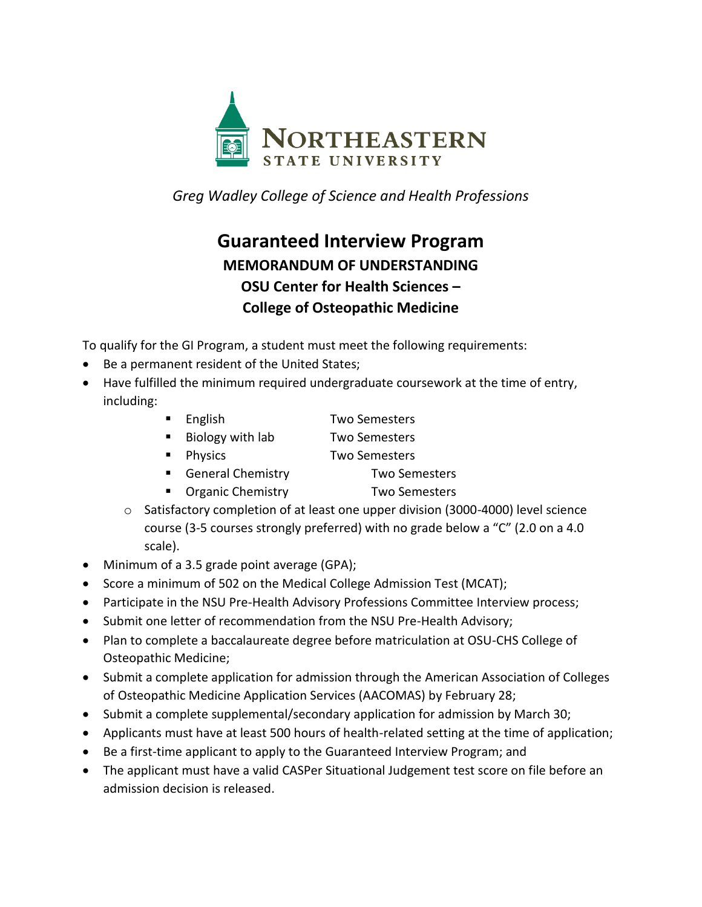NORTHEASTERN STATE UNIVERSITY

*Greg Wadley College of Science and Health Professions*

# Guaranteed Interview Program

## MEMORANDUM OF UNDERSTANDING

## OSU Center for Health Sciences – College of Osteopathic Medicine

To qualify for the GI Program, a student must meet the following requirements:

- Be a permanent resident of the United States;
- Have fulfilled the minimum required undergraduate coursework at the time of entry, including:
  - English — Two Semesters
  - Biology with lab — Two Semesters
  - Physics — Two Semesters
  - General Chemistry — Two Semesters
  - Organic Chemistry — Two Semesters
  - Satisfactory completion of at least one upper division (3000-4000) level science course (3-5 courses strongly preferred) with no grade below a "C" (2.0 on a 4.0 scale).
- Minimum of a 3.5 grade point average (GPA);
- Score a minimum of 502 on the Medical College Admission Test (MCAT);
- Participate in the NSU Pre-Health Advisory Professions Committee Interview process;
- Submit one letter of recommendation from the NSU Pre-Health Advisory;
- Plan to complete a baccalaureate degree before matriculation at OSU-CHS College of Osteopathic Medicine;
- Submit a complete application for admission through the American Association of Colleges of Osteopathic Medicine Application Services (AACOMAS) by February 28;
- Submit a complete supplemental/secondary application for admission by March 30;
- Applicants must have at least 500 hours of health-related setting at the time of application;
- Be a first-time applicant to apply to the Guaranteed Interview Program; and
- The applicant must have a valid CASPer Situational Judgement test score on file before an admission decision is released.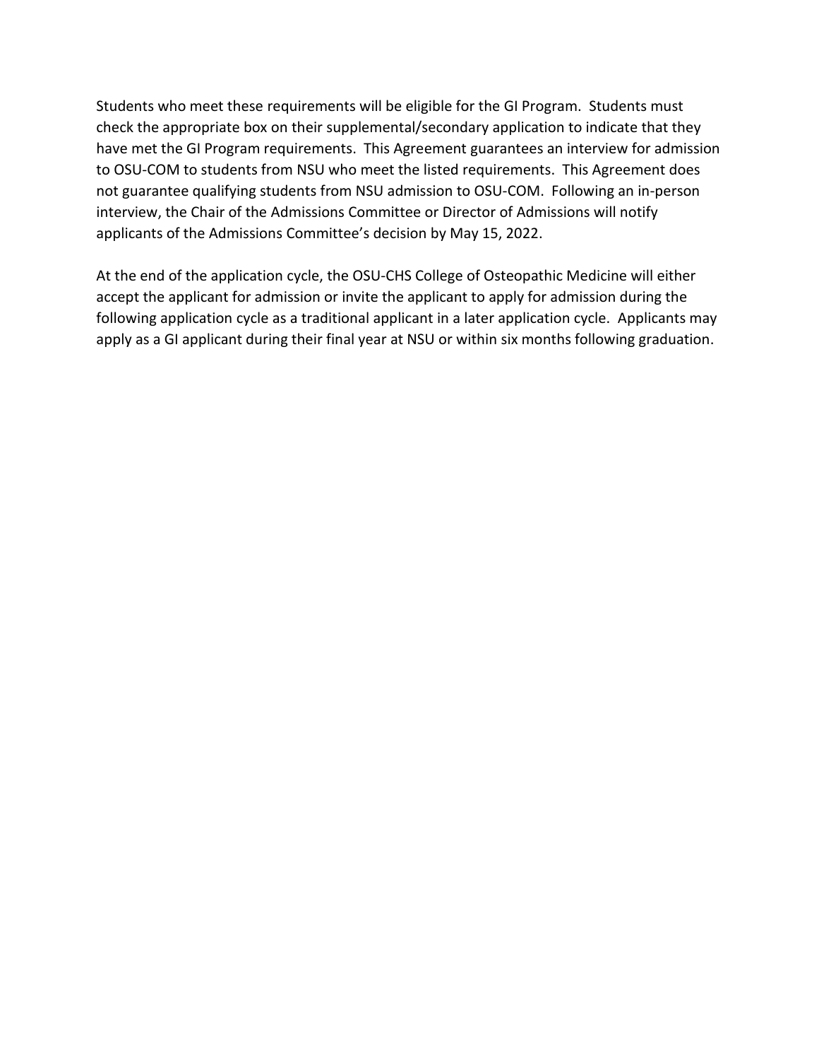Students who meet these requirements will be eligible for the GI Program. Students must check the appropriate box on their supplemental/secondary application to indicate that they have met the GI Program requirements. This Agreement guarantees an interview for admission to OSU-COM to students from NSU who meet the listed requirements. This Agreement does not guarantee qualifying students from NSU admission to OSU-COM. Following an in-person interview, the Chair of the Admissions Committee or Director of Admissions will notify applicants of the Admissions Committee's decision by May 15, 2022.

At the end of the application cycle, the OSU-CHS College of Osteopathic Medicine will either accept the applicant for admission or invite the applicant to apply for admission during the following application cycle as a traditional applicant in a later application cycle. Applicants may apply as a GI applicant during their final year at NSU or within six months following graduation.